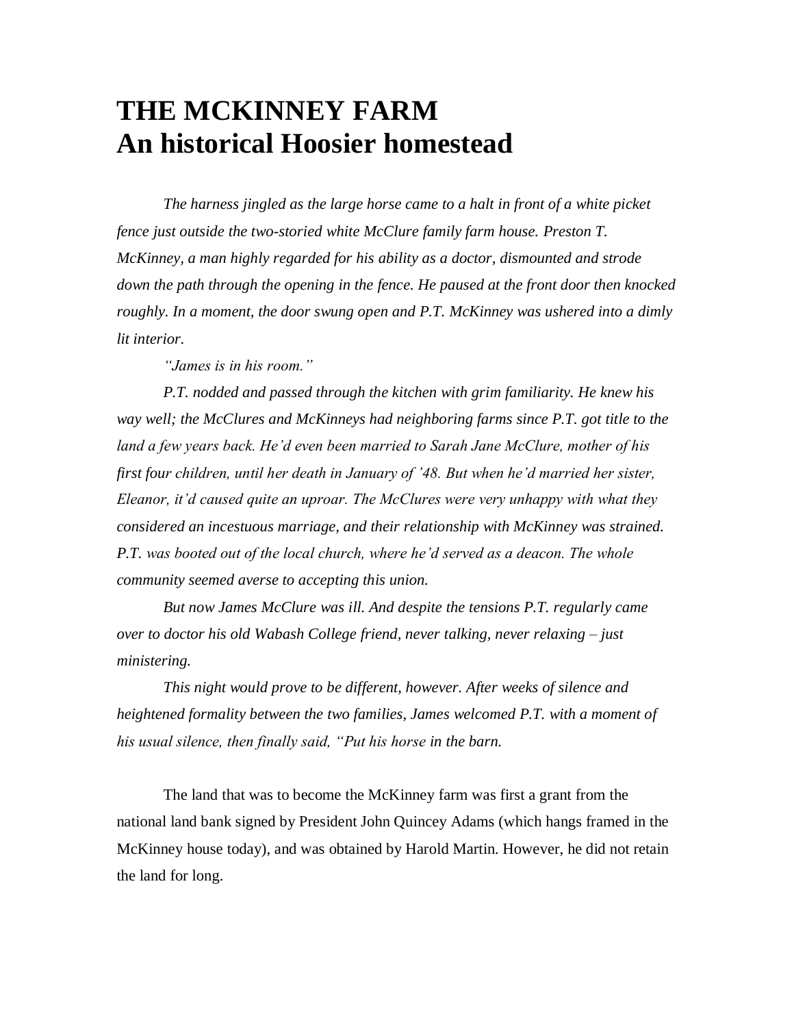# THE MCKINNEY FARM
# An historical Hoosier homestead

*The harness jingled as the large horse came to a halt in front of a white picket fence just outside the two-storied white McClure family farm house. Preston T. McKinney, a man highly regarded for his ability as a doctor, dismounted and strode down the path through the opening in the fence. He paused at the front door then knocked roughly. In a moment, the door swung open and P.T. McKinney was ushered into a dimly lit interior.*

*"James is in his room."*

*P.T. nodded and passed through the kitchen with grim familiarity. He knew his way well; the McClures and McKinneys had neighboring farms since P.T. got title to the land a few years back. He'd even been married to Sarah Jane McClure, mother of his first four children, until her death in January of '48. But when he'd married her sister, Eleanor, it'd caused quite an uproar. The McClures were very unhappy with what they considered an incestuous marriage, and their relationship with McKinney was strained. P.T. was booted out of the local church, where he'd served as a deacon. The whole community seemed averse to accepting this union.*

*But now James McClure was ill. And despite the tensions P.T. regularly came over to doctor his old Wabash College friend, never talking, never relaxing – just ministering.*

*This night would prove to be different, however. After weeks of silence and heightened formality between the two families, James welcomed P.T. with a moment of his usual silence, then finally said, "Put his horse* in the barn.

The land that was to become the McKinney farm was first a grant from the national land bank signed by President John Quincey Adams (which hangs framed in the McKinney house today), and was obtained by Harold Martin. However, he did not retain the land for long.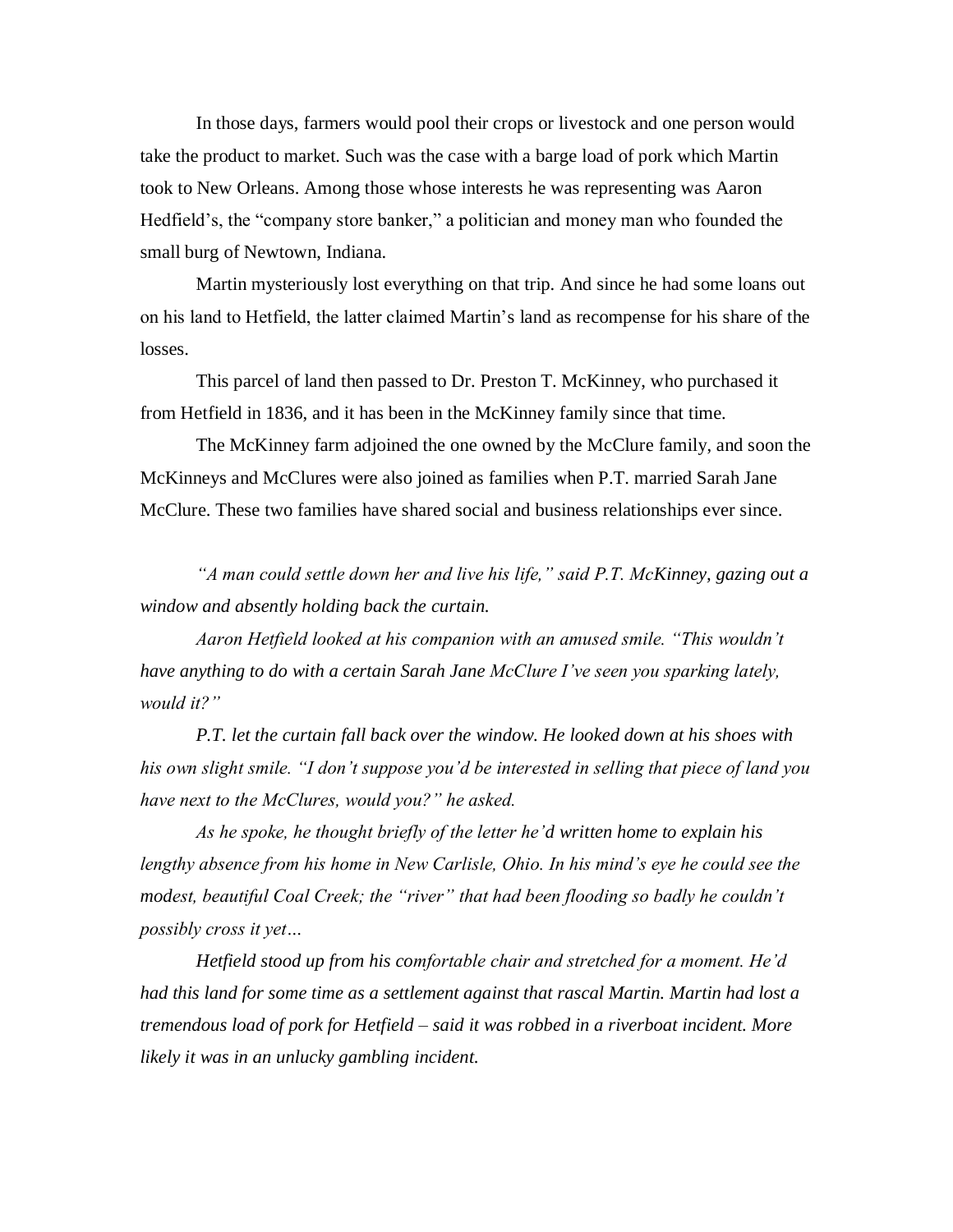In those days, farmers would pool their crops or livestock and one person would take the product to market. Such was the case with a barge load of pork which Martin took to New Orleans. Among those whose interests he was representing was Aaron Hedfield's, the "company store banker," a politician and money man who founded the small burg of Newtown, Indiana.

Martin mysteriously lost everything on that trip. And since he had some loans out on his land to Hetfield, the latter claimed Martin's land as recompense for his share of the losses.

This parcel of land then passed to Dr. Preston T. McKinney, who purchased it from Hetfield in 1836, and it has been in the McKinney family since that time.

The McKinney farm adjoined the one owned by the McClure family, and soon the McKinneys and McClures were also joined as families when P.T. married Sarah Jane McClure. These two families have shared social and business relationships ever since.

*"A man could settle down her and live his life," said P.T. McKinney, gazing out a window and absently holding back the curtain.*

*Aaron Hetfield looked at his companion with an amused smile. "This wouldn't have anything to do with a certain Sarah Jane McClure I've seen you sparking lately, would it?"*

*P.T. let the curtain fall back over the window. He looked down at his shoes with his own slight smile. "I don't suppose you'd be interested in selling that piece of land you have next to the McClures, would you?" he asked.*

*As he spoke, he thought briefly of the letter he'd written home to explain his lengthy absence from his home in New Carlisle, Ohio. In his mind's eye he could see the modest, beautiful Coal Creek; the "river" that had been flooding so badly he couldn't possibly cross it yet…*

*Hetfield stood up from his comfortable chair and stretched for a moment. He'd had this land for some time as a settlement against that rascal Martin. Martin had lost a tremendous load of pork for Hetfield – said it was robbed in a riverboat incident. More likely it was in an unlucky gambling incident.*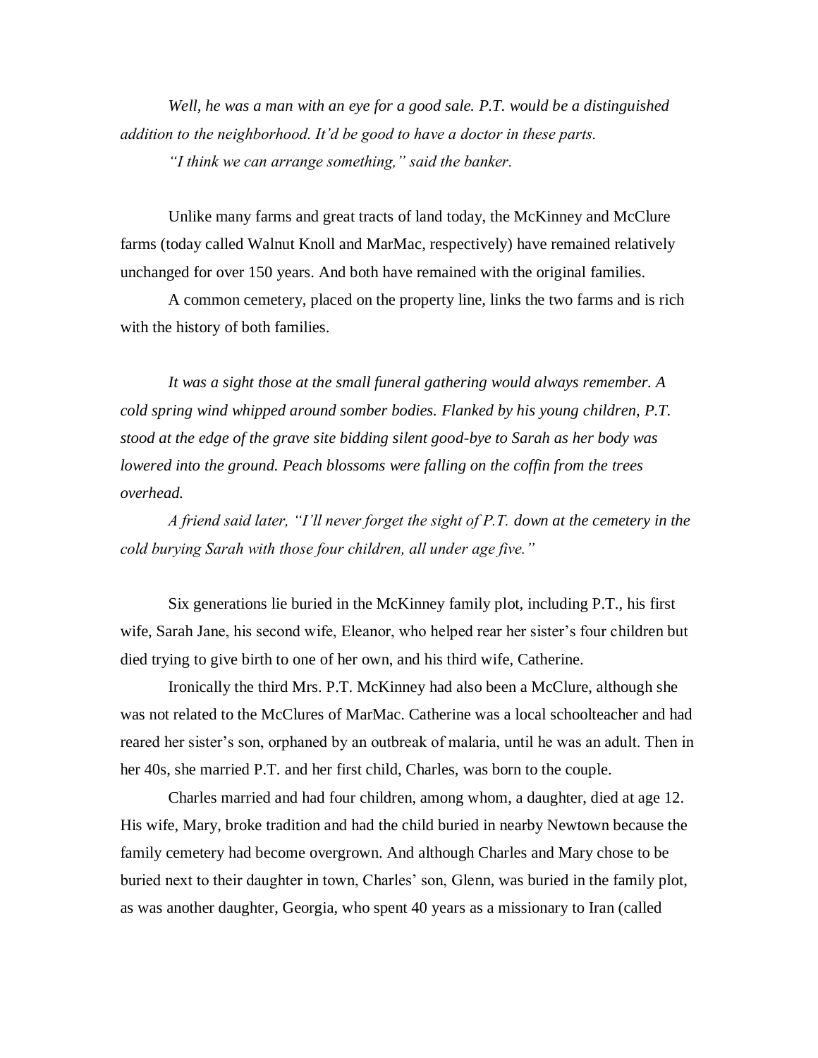*Well, he was a man with an eye for a good sale. P.T. would be a distinguished addition to the neighborhood. It'd be good to have a doctor in these parts.*

*"I think we can arrange something," said the banker.*

Unlike many farms and great tracts of land today, the McKinney and McClure farms (today called Walnut Knoll and MarMac, respectively) have remained relatively unchanged for over 150 years. And both have remained with the original families.

A common cemetery, placed on the property line, links the two farms and is rich with the history of both families.

*It was a sight those at the small funeral gathering would always remember. A cold spring wind whipped around somber bodies. Flanked by his young children, P.T. stood at the edge of the grave site bidding silent good-bye to Sarah as her body was lowered into the ground. Peach blossoms were falling on the coffin from the trees overhead.*

*A friend said later, "I'll never forget the sight of P.T. down at the cemetery in the cold burying Sarah with those four children, all under age five."*

Six generations lie buried in the McKinney family plot, including P.T., his first wife, Sarah Jane, his second wife, Eleanor, who helped rear her sister's four children but died trying to give birth to one of her own, and his third wife, Catherine.

Ironically the third Mrs. P.T. McKinney had also been a McClure, although she was not related to the McClures of MarMac. Catherine was a local schoolteacher and had reared her sister's son, orphaned by an outbreak of malaria, until he was an adult. Then in her 40s, she married P.T. and her first child, Charles, was born to the couple.

Charles married and had four children, among whom, a daughter, died at age 12. His wife, Mary, broke tradition and had the child buried in nearby Newtown because the family cemetery had become overgrown. And although Charles and Mary chose to be buried next to their daughter in town, Charles' son, Glenn, was buried in the family plot, as was another daughter, Georgia, who spent 40 years as a missionary to Iran (called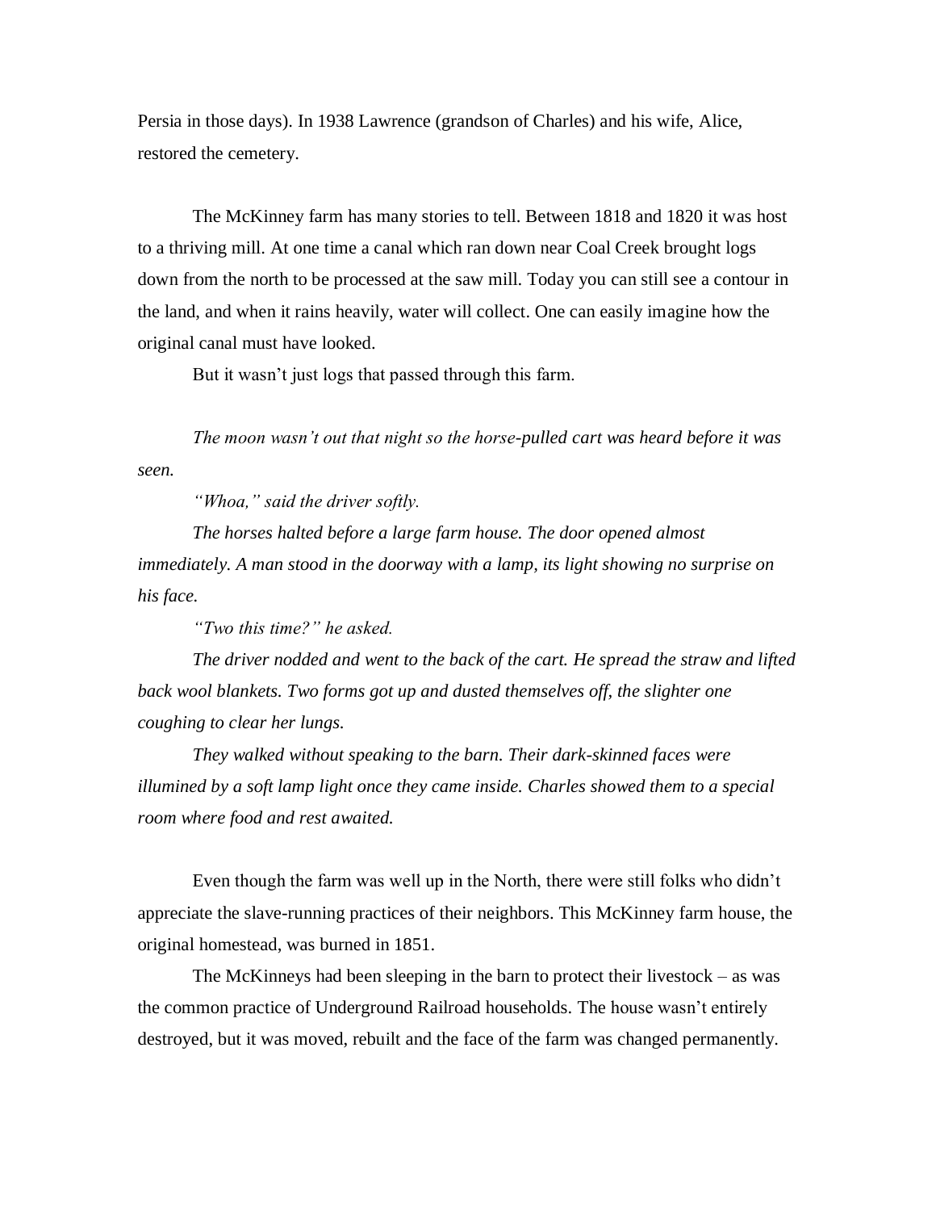Persia in those days). In 1938 Lawrence (grandson of Charles) and his wife, Alice, restored the cemetery.

The McKinney farm has many stories to tell. Between 1818 and 1820 it was host to a thriving mill. At one time a canal which ran down near Coal Creek brought logs down from the north to be processed at the saw mill. Today you can still see a contour in the land, and when it rains heavily, water will collect. One can easily imagine how the original canal must have looked.

But it wasn't just logs that passed through this farm.

*The moon wasn't out that night so the horse-pulled cart was heard before it was seen.*

*"Whoa," said the driver softly.*

*The horses halted before a large farm house. The door opened almost immediately. A man stood in the doorway with a lamp, its light showing no surprise on his face.*

*"Two this time?" he asked.*

*The driver nodded and went to the back of the cart. He spread the straw and lifted back wool blankets. Two forms got up and dusted themselves off, the slighter one coughing to clear her lungs.*

*They walked without speaking to the barn. Their dark-skinned faces were illumined by a soft lamp light once they came inside. Charles showed them to a special room where food and rest awaited.*

Even though the farm was well up in the North, there were still folks who didn't appreciate the slave-running practices of their neighbors. This McKinney farm house, the original homestead, was burned in 1851.

The McKinneys had been sleeping in the barn to protect their livestock – as was the common practice of Underground Railroad households. The house wasn't entirely destroyed, but it was moved, rebuilt and the face of the farm was changed permanently.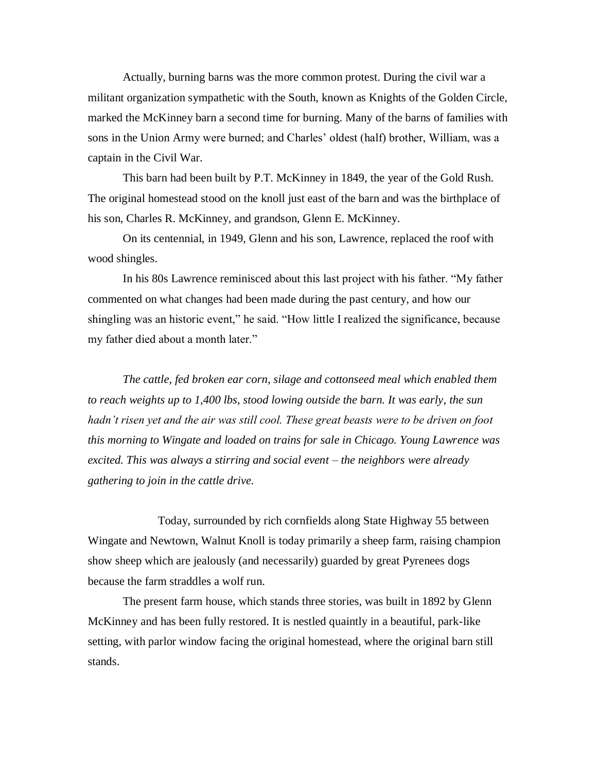Actually, burning barns was the more common protest. During the civil war a militant organization sympathetic with the South, known as Knights of the Golden Circle, marked the McKinney barn a second time for burning. Many of the barns of families with sons in the Union Army were burned; and Charles' oldest (half) brother, William, was a captain in the Civil War.

This barn had been built by P.T. McKinney in 1849, the year of the Gold Rush. The original homestead stood on the knoll just east of the barn and was the birthplace of his son, Charles R. McKinney, and grandson, Glenn E. McKinney.

On its centennial, in 1949, Glenn and his son, Lawrence, replaced the roof with wood shingles.

In his 80s Lawrence reminisced about this last project with his father. "My father commented on what changes had been made during the past century, and how our shingling was an historic event," he said. "How little I realized the significance, because my father died about a month later."

*The cattle, fed broken ear corn, silage and cottonseed meal which enabled them to reach weights up to 1,400 lbs, stood lowing outside the barn. It was early, the sun hadn't risen yet and the air was still cool. These great beasts were to be driven on foot this morning to Wingate and loaded on trains for sale in Chicago. Young Lawrence was excited. This was always a stirring and social event – the neighbors were already gathering to join in the cattle drive.*

Today, surrounded by rich cornfields along State Highway 55 between Wingate and Newtown, Walnut Knoll is today primarily a sheep farm, raising champion show sheep which are jealously (and necessarily) guarded by great Pyrenees dogs because the farm straddles a wolf run.

The present farm house, which stands three stories, was built in 1892 by Glenn McKinney and has been fully restored. It is nestled quaintly in a beautiful, park-like setting, with parlor window facing the original homestead, where the original barn still stands.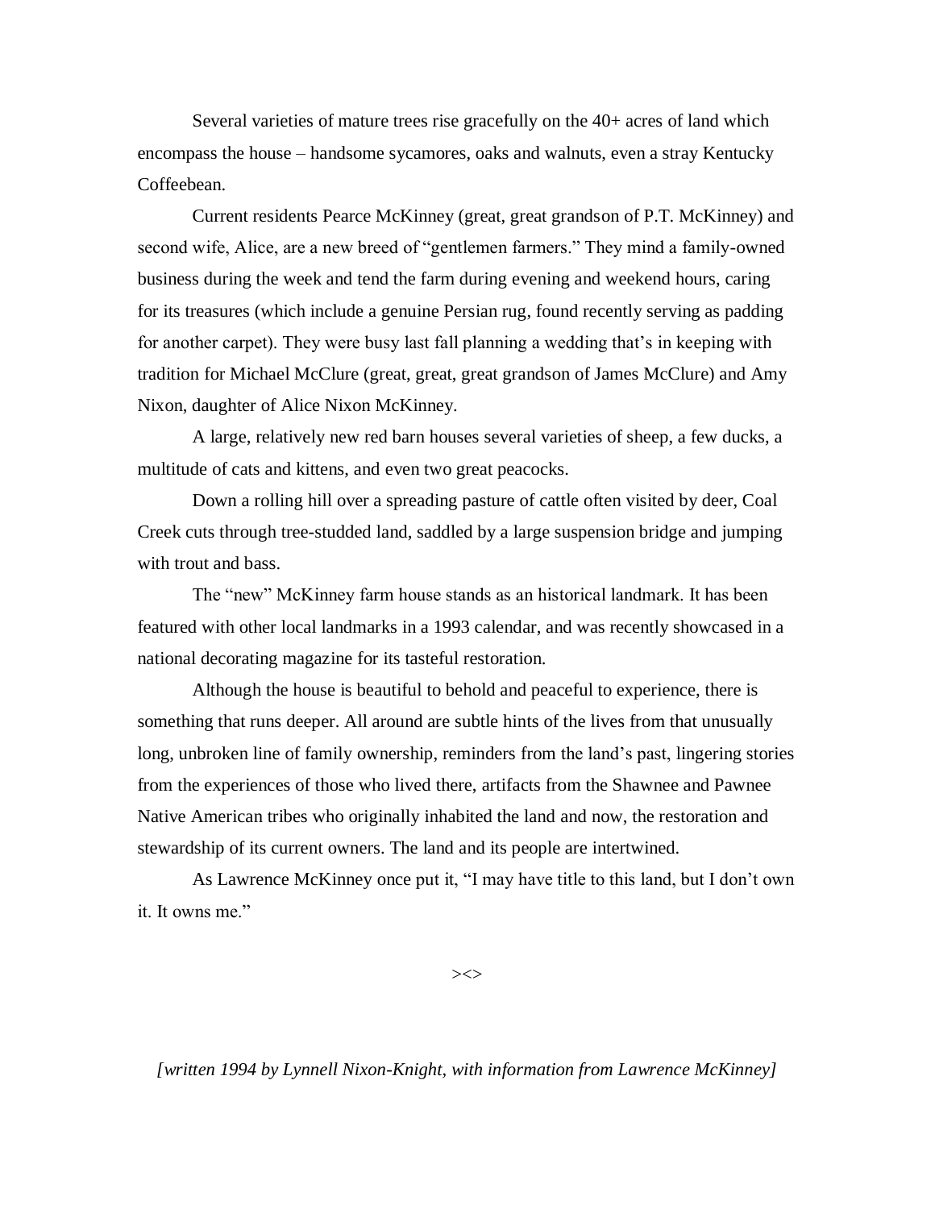Several varieties of mature trees rise gracefully on the 40+ acres of land which encompass the house – handsome sycamores, oaks and walnuts, even a stray Kentucky Coffeebean.

Current residents Pearce McKinney (great, great grandson of P.T. McKinney) and second wife, Alice, are a new breed of "gentlemen farmers." They mind a family-owned business during the week and tend the farm during evening and weekend hours, caring for its treasures (which include a genuine Persian rug, found recently serving as padding for another carpet). They were busy last fall planning a wedding that's in keeping with tradition for Michael McClure (great, great, great grandson of James McClure) and Amy Nixon, daughter of Alice Nixon McKinney.

A large, relatively new red barn houses several varieties of sheep, a few ducks, a multitude of cats and kittens, and even two great peacocks.

Down a rolling hill over a spreading pasture of cattle often visited by deer, Coal Creek cuts through tree-studded land, saddled by a large suspension bridge and jumping with trout and bass.

The "new" McKinney farm house stands as an historical landmark. It has been featured with other local landmarks in a 1993 calendar, and was recently showcased in a national decorating magazine for its tasteful restoration.

Although the house is beautiful to behold and peaceful to experience, there is something that runs deeper. All around are subtle hints of the lives from that unusually long, unbroken line of family ownership, reminders from the land's past, lingering stories from the experiences of those who lived there, artifacts from the Shawnee and Pawnee Native American tribes who originally inhabited the land and now, the restoration and stewardship of its current owners. The land and its people are intertwined.

As Lawrence McKinney once put it, "I may have title to this land, but I don't own it. It owns me."

><>

*[written 1994 by Lynnell Nixon-Knight, with information from Lawrence McKinney]*